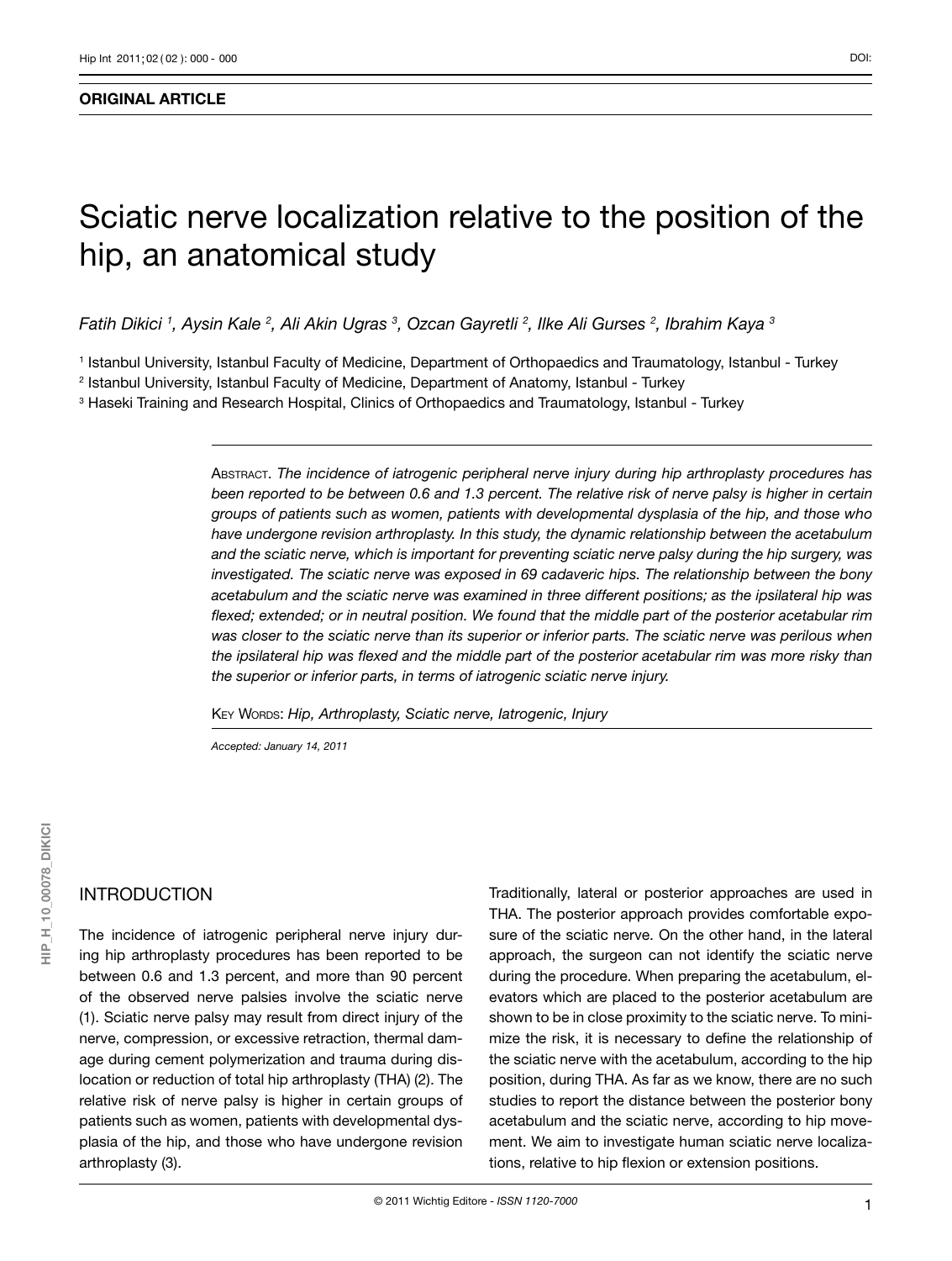**ORIGINAL ARTICLE**

# Sciatic nerve localization relative to the position of the hip, an anatomical study

*Fatih Dikici [1], Aysin Kale [2], Ali Akin Ugras [3], Ozcan Gayretli [2], Ilke Ali Gurses [2], Ibrahim Kaya [3]*

[1] Istanbul University, Istanbul Faculty of Medicine, Department of Orthopaedics and Traumatology, Istanbul - Turkey
[2] Istanbul University, Istanbul Faculty of Medicine, Department of Anatomy, Istanbul - Turkey
[3] Haseki Training and Research Hospital, Clinics of Orthopaedics and Traumatology, Istanbul - Turkey

ABSTRACT. *The incidence of iatrogenic peripheral nerve injury during hip arthroplasty procedures has been reported to be between 0.6 and 1.3 percent. The relative risk of nerve palsy is higher in certain groups of patients such as women, patients with developmental dysplasia of the hip, and those who have undergone revision arthroplasty. In this study, the dynamic relationship between the acetabulum and the sciatic nerve, which is important for preventing sciatic nerve palsy during the hip surgery, was investigated. The sciatic nerve was exposed in 69 cadaveric hips. The relationship between the bony acetabulum and the sciatic nerve was examined in three different positions; as the ipsilateral hip was flexed; extended; or in neutral position. We found that the middle part of the posterior acetabular rim was closer to the sciatic nerve than its superior or inferior parts. The sciatic nerve was perilous when the ipsilateral hip was flexed and the middle part of the posterior acetabular rim was more risky than the superior or inferior parts, in terms of iatrogenic sciatic nerve injury.*

KEY WORDS: *Hip, Arthroplasty, Sciatic nerve, Iatrogenic, Injury*

*Accepted: January 14, 2011*

## INTRODUCTION

The incidence of iatrogenic peripheral nerve injury during hip arthroplasty procedures has been reported to be between 0.6 and 1.3 percent, and more than 90 percent of the observed nerve palsies involve the sciatic nerve (1). Sciatic nerve palsy may result from direct injury of the nerve, compression, or excessive retraction, thermal damage during cement polymerization and trauma during dislocation or reduction of total hip arthroplasty (THA) (2). The relative risk of nerve palsy is higher in certain groups of patients such as women, patients with developmental dysplasia of the hip, and those who have undergone revision arthroplasty (3).

Traditionally, lateral or posterior approaches are used in THA. The posterior approach provides comfortable exposure of the sciatic nerve. On the other hand, in the lateral approach, the surgeon can not identify the sciatic nerve during the procedure. When preparing the acetabulum, elevators which are placed to the posterior acetabulum are shown to be in close proximity to the sciatic nerve. To minimize the risk, it is necessary to define the relationship of the sciatic nerve with the acetabulum, according to the hip position, during THA. As far as we know, there are no such studies to report the distance between the posterior bony acetabulum and the sciatic nerve, according to hip movement. We aim to investigate human sciatic nerve localizations, relative to hip flexion or extension positions.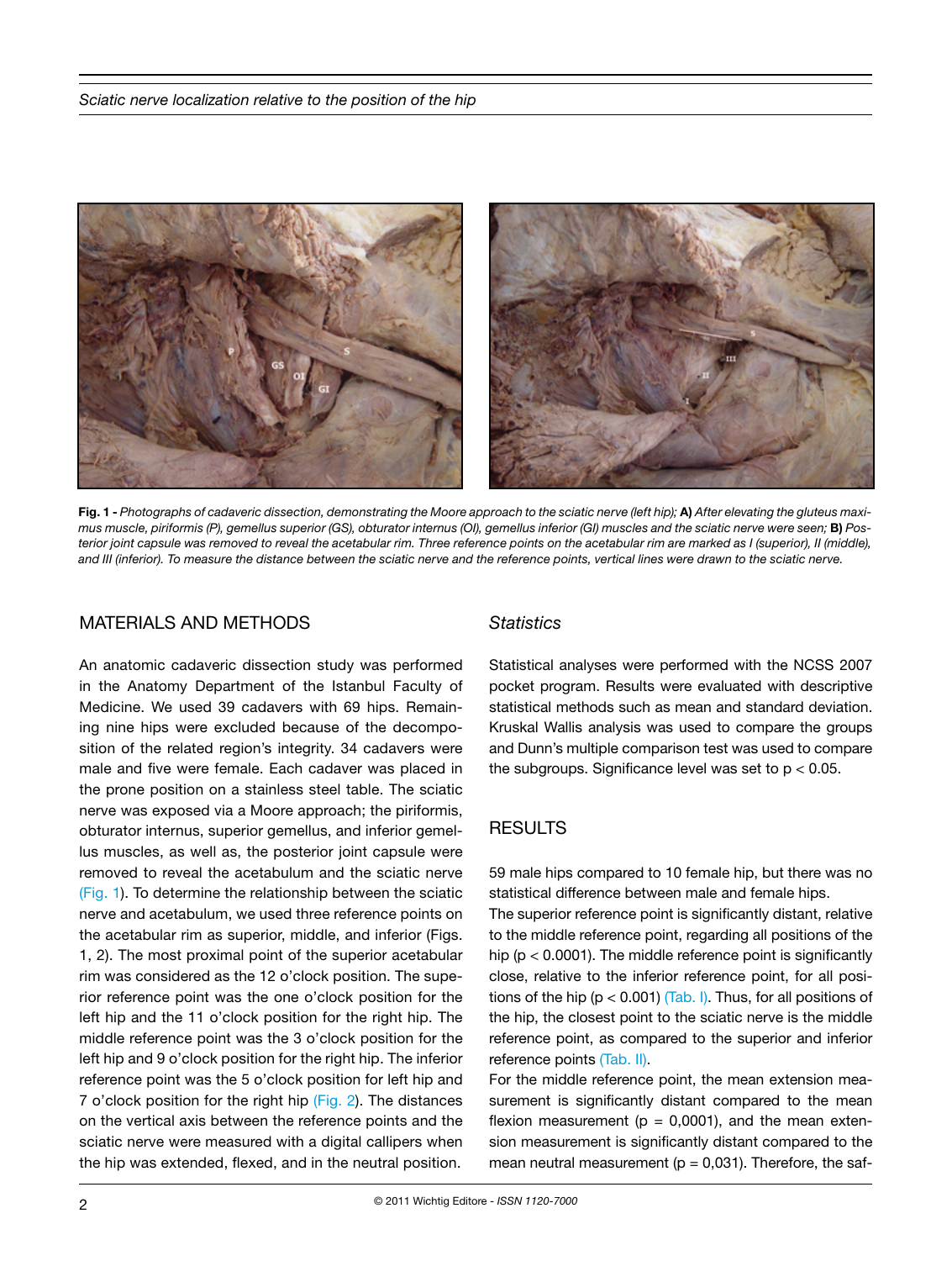**Fig. 1 -** *Photographs of cadaveric dissection, demonstrating the Moore approach to the sciatic nerve (left hip);* **A)** *After elevating the gluteus maximus muscle, piriformis (P), gemellus superior (GS), obturator internus (OI), gemellus inferior (GI) muscles and the sciatic nerve were seen;* **B)** *Posterior joint capsule was removed to reveal the acetabular rim. Three reference points on the acetabular rim are marked as I (superior), II (middle), and III (inferior). To measure the distance between the sciatic nerve and the reference points, vertical lines were drawn to the sciatic nerve.*

## MATERIALS AND METHODS

An anatomic cadaveric dissection study was performed in the Anatomy Department of the Istanbul Faculty of Medicine. We used 39 cadavers with 69 hips. Remaining nine hips were excluded because of the decomposition of the related region's integrity. 34 cadavers were male and five were female. Each cadaver was placed in the prone position on a stainless steel table. The sciatic nerve was exposed via a Moore approach; the piriformis, obturator internus, superior gemellus, and inferior gemellus muscles, as well as, the posterior joint capsule were removed to reveal the acetabulum and the sciatic nerve (Fig. 1). To determine the relationship between the sciatic nerve and acetabulum, we used three reference points on the acetabular rim as superior, middle, and inferior (Figs. 1, 2). The most proximal point of the superior acetabular rim was considered as the 12 o'clock position. The superior reference point was the one o'clock position for the left hip and the 11 o'clock position for the right hip. The middle reference point was the 3 o'clock position for the left hip and 9 o'clock position for the right hip. The inferior reference point was the 5 o'clock position for left hip and 7 o'clock position for the right hip (Fig. 2). The distances on the vertical axis between the reference points and the sciatic nerve were measured with a digital callipers when the hip was extended, flexed, and in the neutral position.

### *Statistics*

Statistical analyses were performed with the NCSS 2007 pocket program. Results were evaluated with descriptive statistical methods such as mean and standard deviation. Kruskal Wallis analysis was used to compare the groups and Dunn's multiple comparison test was used to compare the subgroups. Significance level was set to $p < 0.05$.

## RESULTS

59 male hips compared to 10 female hip, but there was no statistical difference between male and female hips.

The superior reference point is significantly distant, relative to the middle reference point, regarding all positions of the hip ($p < 0.0001$). The middle reference point is significantly close, relative to the inferior reference point, for all positions of the hip ($p < 0.001$) (Tab. I). Thus, for all positions of the hip, the closest point to the sciatic nerve is the middle reference point, as compared to the superior and inferior reference points (Tab. II).

For the middle reference point, the mean extension measurement is significantly distant compared to the mean flexion measurement ($p = 0{,}0001$), and the mean extension measurement is significantly distant compared to the mean neutral measurement ($p = 0{,}031$). Therefore, the saf-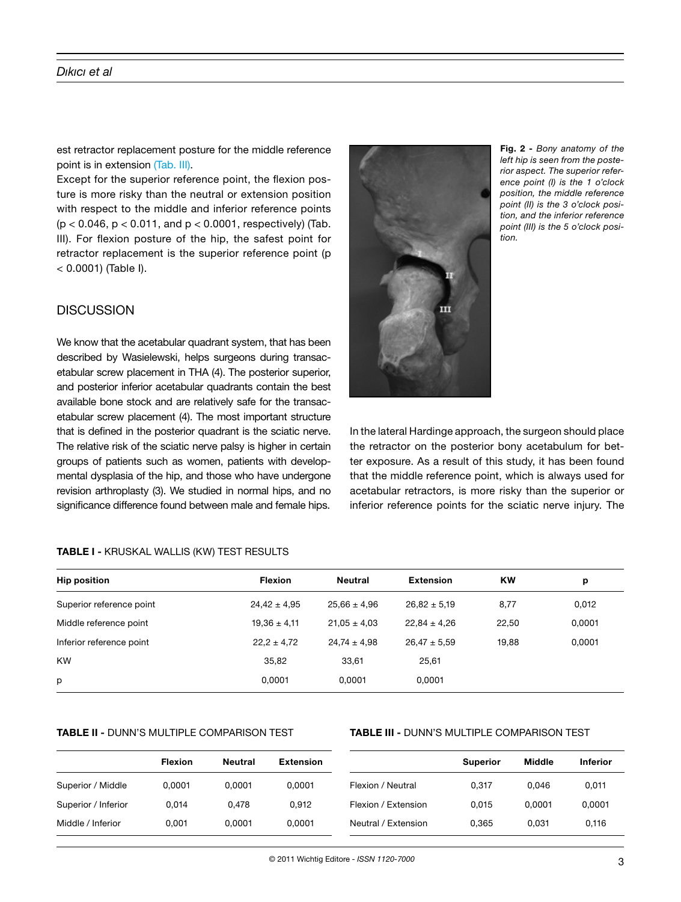est retractor replacement posture for the middle reference point is in extension (Tab. III).

Except for the superior reference point, the flexion posture is more risky than the neutral or extension position with respect to the middle and inferior reference points ($p < 0.046$, $p < 0.011$, and $p < 0.0001$, respectively) (Tab. III). For flexion posture of the hip, the safest point for retractor replacement is the superior reference point ($p < 0.0001$) (Table I).

## DISCUSSION

We know that the acetabular quadrant system, that has been described by Wasielewski, helps surgeons during transacetabular screw placement in THA (4). The posterior superior, and posterior inferior acetabular quadrants contain the best available bone stock and are relatively safe for the transacetabular screw placement (4). The most important structure that is defined in the posterior quadrant is the sciatic nerve. The relative risk of the sciatic nerve palsy is higher in certain groups of patients such as women, patients with developmental dysplasia of the hip, and those who have undergone revision arthroplasty (3). We studied in normal hips, and no significance difference found between male and female hips.

**Fig. 2 -** *Bony anatomy of the left hip is seen from the posterior aspect. The superior reference point (I) is the 1 o'clock position, the middle reference point (II) is the 3 o'clock position, and the inferior reference point (III) is the 5 o'clock position.*

In the lateral Hardinge approach, the surgeon should place the retractor on the posterior bony acetabulum for better exposure. As a result of this study, it has been found that the middle reference point, which is always used for acetabular retractors, is more risky than the superior or inferior reference points for the sciatic nerve injury. The

**TABLE I -** KRUSKAL WALLIS (KW) TEST RESULTS

| Hip position | Flexion | Neutral | Extension | KW | p |
|---|---|---|---|---|---|
| Superior reference point | 24,42 ± 4,95 | 25,66 ± 4,96 | 26,82 ± 5,19 | 8,77 | 0,012 |
| Middle reference point | 19,36 ± 4,11 | 21,05 ± 4,03 | 22,84 ± 4,26 | 22,50 | 0,0001 |
| Inferior reference point | 22,2 ± 4,72 | 24,74 ± 4,98 | 26,47 ± 5,59 | 19,88 | 0,0001 |
| KW | 35,82 | 33,61 | 25,61 | | |
| p | 0,0001 | 0,0001 | 0,0001 | | |

**TABLE II -** DUNN'S MULTIPLE COMPARISON TEST

| | Flexion | Neutral | Extension |
|---|---|---|---|
| Superior / Middle | 0,0001 | 0,0001 | 0,0001 |
| Superior / Inferior | 0,014 | 0,478 | 0,912 |
| Middle / Inferior | 0,001 | 0,0001 | 0,0001 |

**TABLE III -** DUNN'S MULTIPLE COMPARISON TEST

| | Superior | Middle | Inferior |
|---|---|---|---|
| Flexion / Neutral | 0,317 | 0,046 | 0,011 |
| Flexion / Extension | 0,015 | 0,0001 | 0,0001 |
| Neutral / Extension | 0,365 | 0,031 | 0,116 |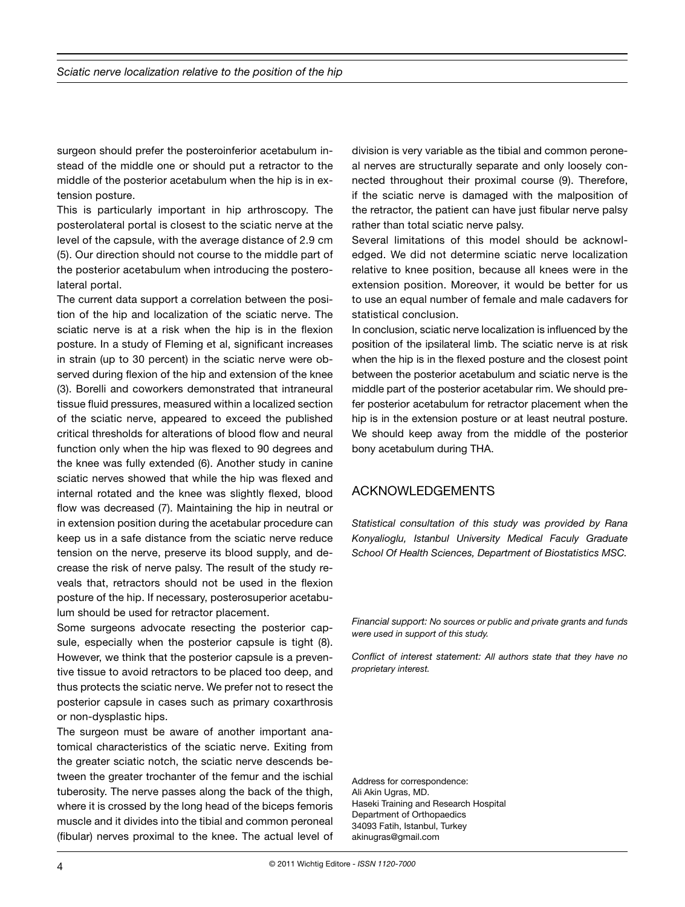surgeon should prefer the posteroinferior acetabulum instead of the middle one or should put a retractor to the middle of the posterior acetabulum when the hip is in extension posture.

This is particularly important in hip arthroscopy. The posterolateral portal is closest to the sciatic nerve at the level of the capsule, with the average distance of 2.9 cm (5). Our direction should not course to the middle part of the posterior acetabulum when introducing the posterolateral portal.

The current data support a correlation between the position of the hip and localization of the sciatic nerve. The sciatic nerve is at a risk when the hip is in the flexion posture. In a study of Fleming et al, significant increases in strain (up to 30 percent) in the sciatic nerve were observed during flexion of the hip and extension of the knee (3). Borelli and coworkers demonstrated that intraneural tissue fluid pressures, measured within a localized section of the sciatic nerve, appeared to exceed the published critical thresholds for alterations of blood flow and neural function only when the hip was flexed to 90 degrees and the knee was fully extended (6). Another study in canine sciatic nerves showed that while the hip was flexed and internal rotated and the knee was slightly flexed, blood flow was decreased (7). Maintaining the hip in neutral or in extension position during the acetabular procedure can keep us in a safe distance from the sciatic nerve reduce tension on the nerve, preserve its blood supply, and decrease the risk of nerve palsy. The result of the study reveals that, retractors should not be used in the flexion posture of the hip. If necessary, posterosuperior acetabulum should be used for retractor placement.

Some surgeons advocate resecting the posterior capsule, especially when the posterior capsule is tight (8). However, we think that the posterior capsule is a preventive tissue to avoid retractors to be placed too deep, and thus protects the sciatic nerve. We prefer not to resect the posterior capsule in cases such as primary coxarthrosis or non-dysplastic hips.

The surgeon must be aware of another important anatomical characteristics of the sciatic nerve. Exiting from the greater sciatic notch, the sciatic nerve descends between the greater trochanter of the femur and the ischial tuberosity. The nerve passes along the back of the thigh, where it is crossed by the long head of the biceps femoris muscle and it divides into the tibial and common peroneal (fibular) nerves proximal to the knee. The actual level of division is very variable as the tibial and common peroneal nerves are structurally separate and only loosely connected throughout their proximal course (9). Therefore, if the sciatic nerve is damaged with the malposition of the retractor, the patient can have just fibular nerve palsy rather than total sciatic nerve palsy.

Several limitations of this model should be acknowledged. We did not determine sciatic nerve localization relative to knee position, because all knees were in the extension position. Moreover, it would be better for us to use an equal number of female and male cadavers for statistical conclusion.

In conclusion, sciatic nerve localization is influenced by the position of the ipsilateral limb. The sciatic nerve is at risk when the hip is in the flexed posture and the closest point between the posterior acetabulum and sciatic nerve is the middle part of the posterior acetabular rim. We should prefer posterior acetabulum for retractor placement when the hip is in the extension posture or at least neutral posture. We should keep away from the middle of the posterior bony acetabulum during THA.

## ACKNOWLEDGEMENTS

*Statistical consultation of this study was provided by Rana Konyalioglu, Istanbul University Medical Faculy Graduate School Of Health Sciences, Department of Biostatistics MSC.*

*Financial support:* No sources or public and private grants and funds were used in support of this study.

*Conflict of interest statement:* All authors state that they have no proprietary interest.

Address for correspondence:
Ali Akin Ugras, MD.
Haseki Training and Research Hospital
Department of Orthopaedics
34093 Fatih, Istanbul, Turkey
akinugras@gmail.com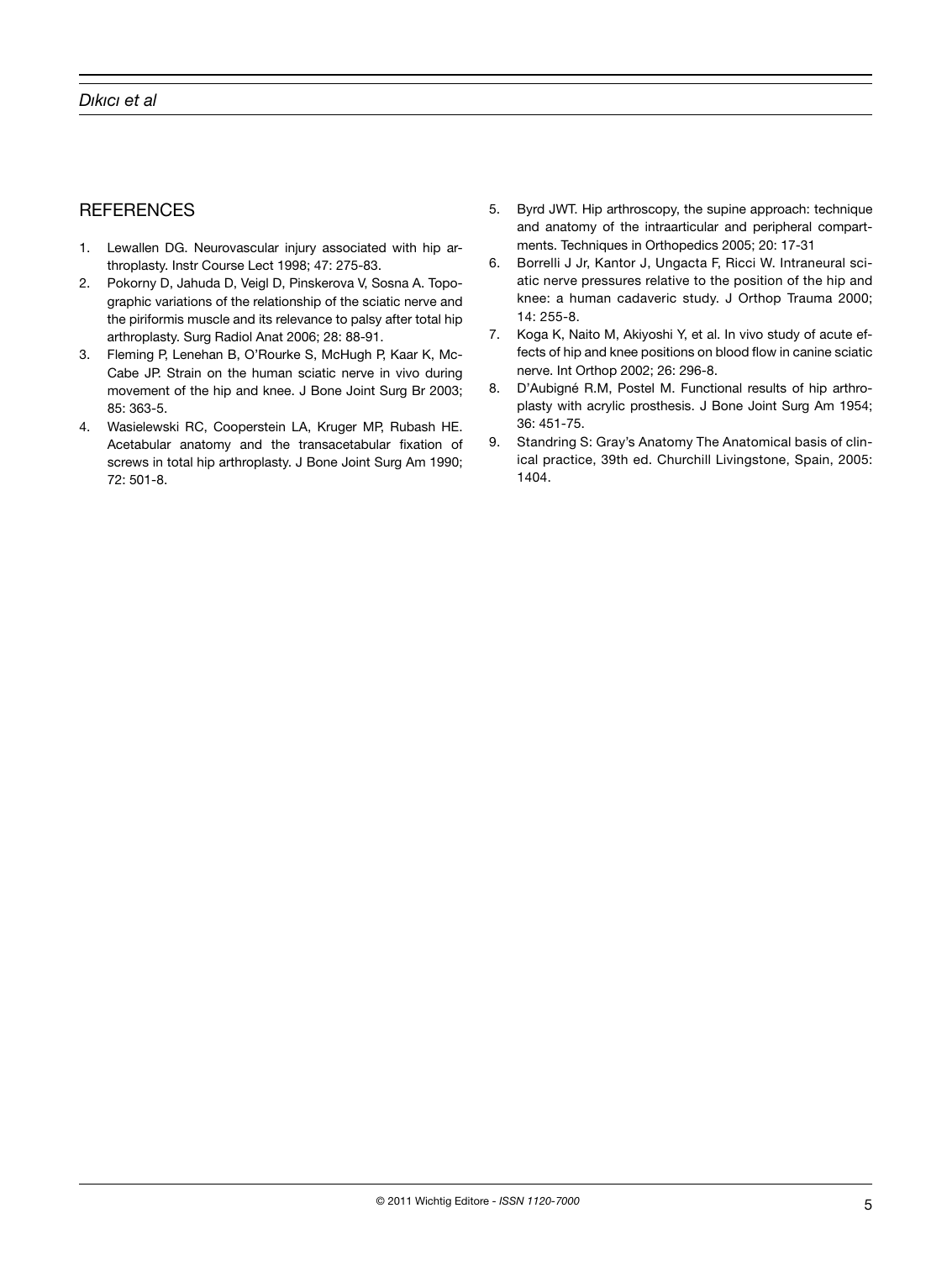## REFERENCES

1. Lewallen DG. Neurovascular injury associated with hip arthroplasty. Instr Course Lect 1998; 47: 275-83.
2. Pokorny D, Jahuda D, Veigl D, Pinskerova V, Sosna A. Topographic variations of the relationship of the sciatic nerve and the piriformis muscle and its relevance to palsy after total hip arthroplasty. Surg Radiol Anat 2006; 28: 88-91.
3. Fleming P, Lenehan B, O'Rourke S, McHugh P, Kaar K, McCabe JP. Strain on the human sciatic nerve in vivo during movement of the hip and knee. J Bone Joint Surg Br 2003; 85: 363-5.
4. Wasielewski RC, Cooperstein LA, Kruger MP, Rubash HE. Acetabular anatomy and the transacetabular fixation of screws in total hip arthroplasty. J Bone Joint Surg Am 1990; 72: 501-8.
5. Byrd JWT. Hip arthroscopy, the supine approach: technique and anatomy of the intraarticular and peripheral compartments. Techniques in Orthopedics 2005; 20: 17-31
6. Borrelli J Jr, Kantor J, Ungacta F, Ricci W. Intraneural sciatic nerve pressures relative to the position of the hip and knee: a human cadaveric study. J Orthop Trauma 2000; 14: 255-8.
7. Koga K, Naito M, Akiyoshi Y, et al. In vivo study of acute effects of hip and knee positions on blood flow in canine sciatic nerve. Int Orthop 2002; 26: 296-8.
8. D'Aubigné R.M, Postel M. Functional results of hip arthroplasty with acrylic prosthesis. J Bone Joint Surg Am 1954; 36: 451-75.
9. Standring S: Gray's Anatomy The Anatomical basis of clinical practice, 39th ed. Churchill Livingstone, Spain, 2005: 1404.